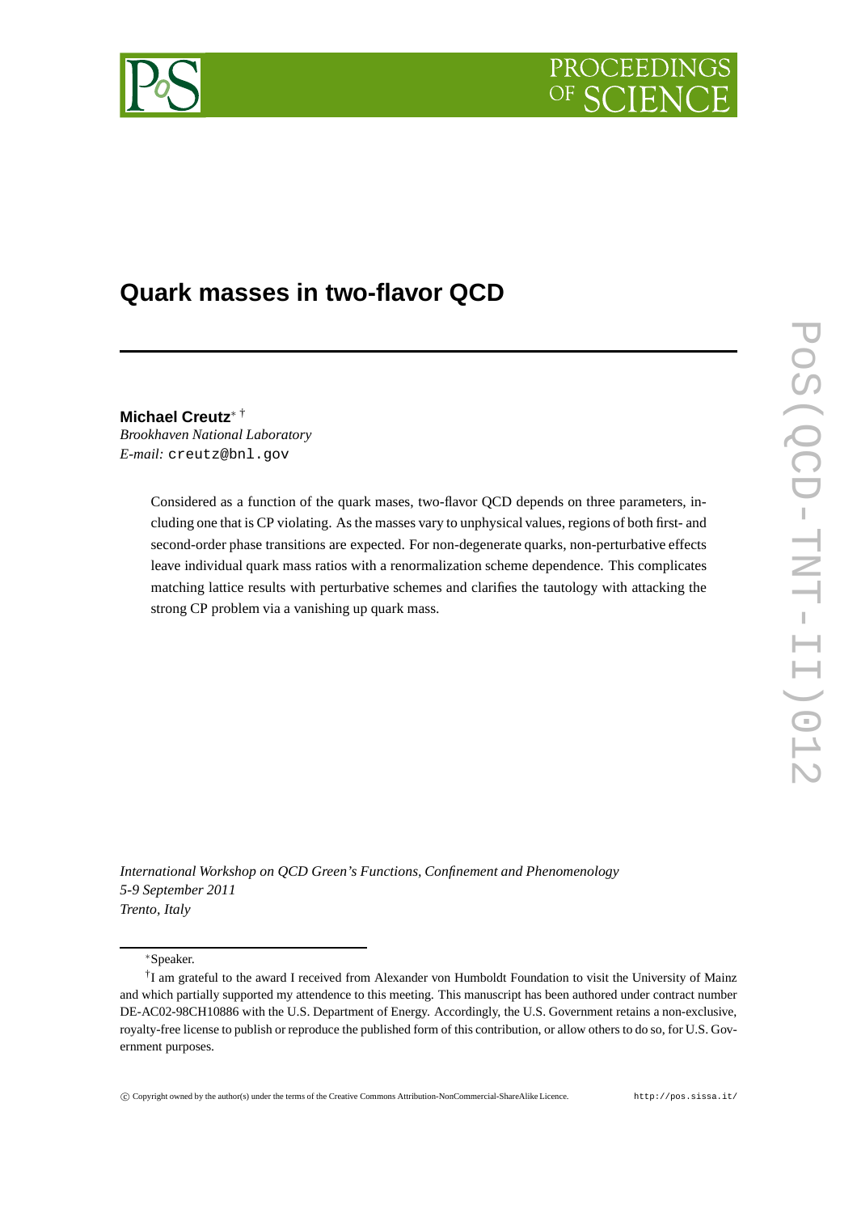# Quark masses in two-flavor QCD

**Michael Creutz**[*] [†]

*Brookhaven National Laboratory*

*E-mail:* creutz@bnl.gov

Considered as a function of the quark masses, two-flavor QCD depends on three parameters, including one that is CP violating. As the masses vary to unphysical values, regions of both first- and second-order phase transitions are expected. For non-degenerate quarks, non-perturbative effects leave individual quark mass ratios with a renormalization scheme dependence. This complicates matching lattice results with perturbative schemes and clarifies the tautology with attacking the strong CP problem via a vanishing up quark mass.

*International Workshop on QCD Green's Functions, Confinement and Phenomenology*
*5-9 September 2011*
*Trento, Italy*

[*]Speaker.

[†]I am grateful to the award I received from Alexander von Humboldt Foundation to visit the University of Mainz and which partially supported my attendence to this meeting. This manuscript has been authored under contract number DE-AC02-98CH10886 with the U.S. Department of Energy. Accordingly, the U.S. Government retains a non-exclusive, royalty-free license to publish or reproduce the published form of this contribution, or allow others to do so, for U.S. Government purposes.

© Copyright owned by the author(s) under the terms of the Creative Commons Attribution-NonCommercial-ShareAlike Licence. http://pos.sissa.it/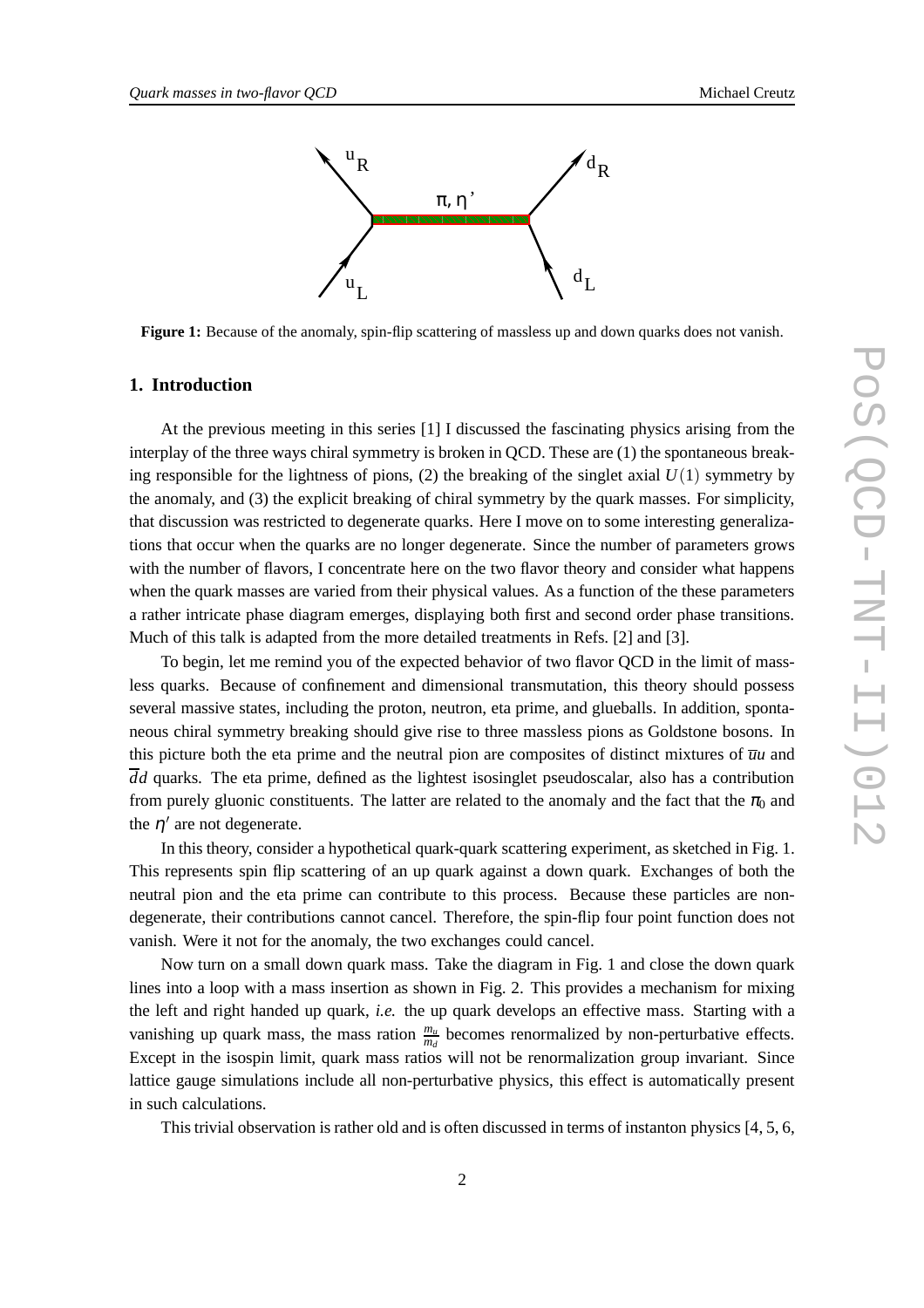**Figure 1:** Because of the anomaly, spin-flip scattering of massless up and down quarks does not vanish.

## 1. Introduction

At the previous meeting in this series [1] I discussed the fascinating physics arising from the interplay of the three ways chiral symmetry is broken in QCD. These are (1) the spontaneous breaking responsible for the lightness of pions, (2) the breaking of the singlet axial $U(1)$ symmetry by the anomaly, and (3) the explicit breaking of chiral symmetry by the quark masses. For simplicity, that discussion was restricted to degenerate quarks. Here I move on to some interesting generalizations that occur when the quarks are no longer degenerate. Since the number of parameters grows with the number of flavors, I concentrate here on the two flavor theory and consider what happens when the quark masses are varied from their physical values. As a function of the these parameters a rather intricate phase diagram emerges, displaying both first and second order phase transitions. Much of this talk is adapted from the more detailed treatments in Refs. [2] and [3].

To begin, let me remind you of the expected behavior of two flavor QCD in the limit of massless quarks. Because of confinement and dimensional transmutation, this theory should possess several massive states, including the proton, neutron, eta prime, and glueballs. In addition, spontaneous chiral symmetry breaking should give rise to three massless pions as Goldstone bosons. In this picture both the eta prime and the neutral pion are composites of distinct mixtures of $\overline{u}u$ and $\overline{d}d$ quarks. The eta prime, defined as the lightest isosinglet pseudoscalar, also has a contribution from purely gluonic constituents. The latter are related to the anomaly and the fact that the $\pi_0$ and the $\eta'$ are not degenerate.

In this theory, consider a hypothetical quark-quark scattering experiment, as sketched in Fig. 1. This represents spin flip scattering of an up quark against a down quark. Exchanges of both the neutral pion and the eta prime can contribute to this process. Because these particles are non-degenerate, their contributions cannot cancel. Therefore, the spin-flip four point function does not vanish. Were it not for the anomaly, the two exchanges could cancel.

Now turn on a small down quark mass. Take the diagram in Fig. 1 and close the down quark lines into a loop with a mass insertion as shown in Fig. 2. This provides a mechanism for mixing the left and right handed up quark, *i.e.* the up quark develops an effective mass. Starting with a vanishing up quark mass, the mass ration $\frac{m_u}{m_d}$ becomes renormalized by non-perturbative effects. Except in the isospin limit, quark mass ratios will not be renormalization group invariant. Since lattice gauge simulations include all non-perturbative physics, this effect is automatically present in such calculations.

This trivial observation is rather old and is often discussed in terms of instanton physics [4, 5, 6,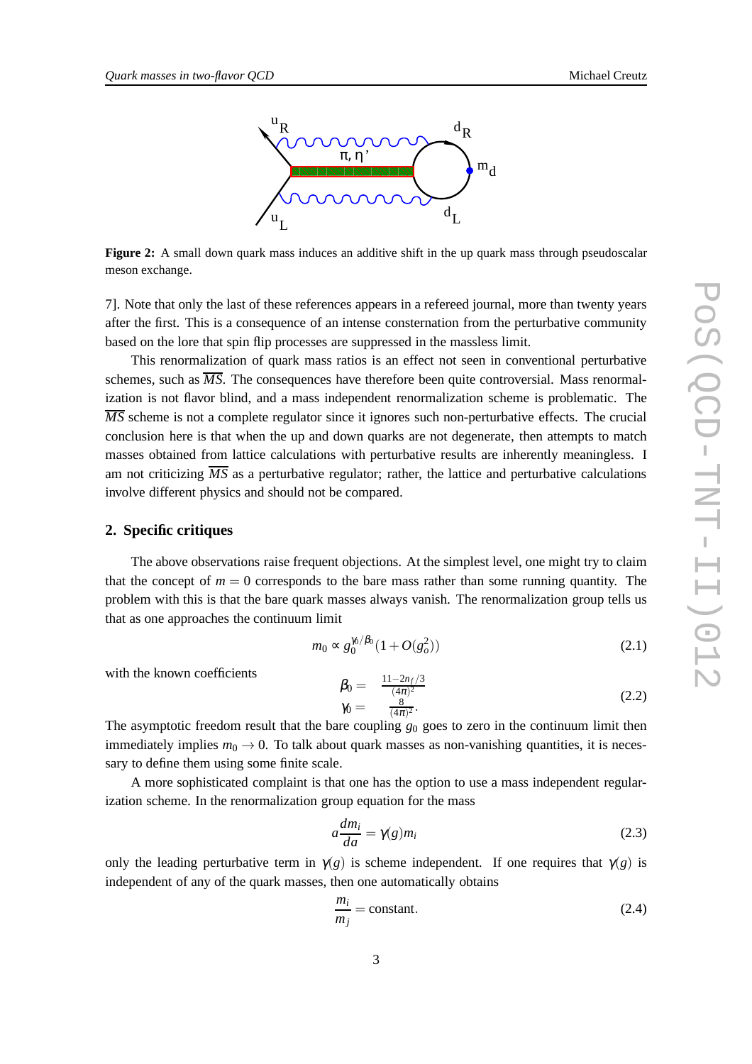**Figure 2:** A small down quark mass induces an additive shift in the up quark mass through pseudoscalar meson exchange.

7]. Note that only the last of these references appears in a refereed journal, more than twenty years after the first. This is a consequence of an intense consternation from the perturbative community based on the lore that spin flip processes are suppressed in the massless limit.

This renormalization of quark mass ratios is an effect not seen in conventional perturbative schemes, such as $\overline{MS}$. The consequences have therefore been quite controversial. Mass renormalization is not flavor blind, and a mass independent renormalization scheme is problematic. The $\overline{MS}$ scheme is not a complete regulator since it ignores such non-perturbative effects. The crucial conclusion here is that when the up and down quarks are not degenerate, then attempts to match masses obtained from lattice calculations with perturbative results are inherently meaningless. I am not criticizing $\overline{MS}$ as a perturbative regulator; rather, the lattice and perturbative calculations involve different physics and should not be compared.

## 2. Specific critiques

The above observations raise frequent objections. At the simplest level, one might try to claim that the concept of $m = 0$ corresponds to the bare mass rather than some running quantity. The problem with this is that the bare quark masses always vanish. The renormalization group tells us that as one approaches the continuum limit

$$m_0 \propto g_0^{\gamma_0/\beta_0}(1 + O(g_o^2)) \tag{2.1}$$

with the known coefficients

$$\begin{aligned} \beta_0 &= \frac{11-2n_f/3}{(4\pi)^2} \\ \gamma_0 &= \frac{8}{(4\pi)^2}. \end{aligned} \tag{2.2}$$

The asymptotic freedom result that the bare coupling $g_0$ goes to zero in the continuum limit then immediately implies $m_0 \to 0$. To talk about quark masses as non-vanishing quantities, it is necessary to define them using some finite scale.

A more sophisticated complaint is that one has the option to use a mass independent regularization scheme. In the renormalization group equation for the mass

$$a\frac{dm_i}{da} = \gamma(g) m_i \tag{2.3}$$

only the leading perturbative term in $\gamma(g)$ is scheme independent. If one requires that $\gamma(g)$ is independent of any of the quark masses, then one automatically obtains

$$\frac{m_i}{m_j} = \text{constant}. \tag{2.4}$$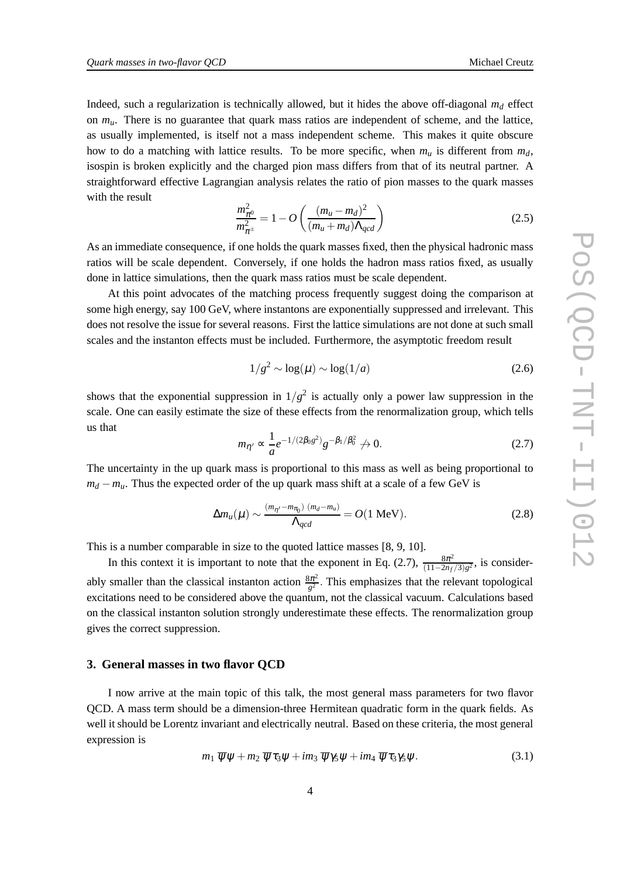Indeed, such a regularization is technically allowed, but it hides the above off-diagonal $m_d$ effect on $m_u$. There is no guarantee that quark mass ratios are independent of scheme, and the lattice, as usually implemented, is itself not a mass independent scheme. This makes it quite obscure how to do a matching with lattice results. To be more specific, when $m_u$ is different from $m_d$, isospin is broken explicitly and the charged pion mass differs from that of its neutral partner. A straightforward effective Lagrangian analysis relates the ratio of pion masses to the quark masses with the result

$$\frac{m_{\pi^0}^2}{m_{\pi^\pm}^2} = 1 - O\left(\frac{(m_u - m_d)^2}{(m_u + m_d)\Lambda_{qcd}}\right) \tag{2.5}$$

As an immediate consequence, if one holds the quark masses fixed, then the physical hadronic mass ratios will be scale dependent. Conversely, if one holds the hadron mass ratios fixed, as usually done in lattice simulations, then the quark mass ratios must be scale dependent.

At this point advocates of the matching process frequently suggest doing the comparison at some high energy, say 100 GeV, where instantons are exponentially suppressed and irrelevant. This does not resolve the issue for several reasons. First the lattice simulations are not done at such small scales and the instanton effects must be included. Furthermore, the asymptotic freedom result

$$1/g^2 \sim \log(\mu) \sim \log(1/a) \tag{2.6}$$

shows that the exponential suppression in $1/g^2$ is actually only a power law suppression in the scale. One can easily estimate the size of these effects from the renormalization group, which tells us that

$$m_{\eta'} \propto \frac{1}{a} e^{-1/(2\beta_0 g^2)} g^{-\beta_1/\beta_0^2} \not\to 0. \tag{2.7}$$

The uncertainty in the up quark mass is proportional to this mass as well as being proportional to $m_d - m_u$. Thus the expected order of the up quark mass shift at a scale of a few GeV is

$$\Delta m_u(\mu) \sim \frac{(m_{\eta'} - m_{\pi_0})\ (m_d - m_u)}{\Lambda_{qcd}} = O(1 \text{ MeV}). \tag{2.8}$$

This is a number comparable in size to the quoted lattice masses [8, 9, 10].

In this context it is important to note that the exponent in Eq. (2.7), $\frac{8\pi^2}{(11-2n_f/3)g^2}$, is considerably smaller than the classical instanton action $\frac{8\pi^2}{g^2}$. This emphasizes that the relevant topological excitations need to be considered above the quantum, not the classical vacuum. Calculations based on the classical instanton solution strongly underestimate these effects. The renormalization group gives the correct suppression.

## 3. General masses in two flavor QCD

I now arrive at the main topic of this talk, the most general mass parameters for two flavor QCD. A mass term should be a dimension-three Hermitean quadratic form in the quark fields. As well it should be Lorentz invariant and electrically neutral. Based on these criteria, the most general expression is

$$m_1\, \overline{\psi}\psi + m_2\, \overline{\psi}\tau_3\psi + im_3\, \overline{\psi}\gamma_5\psi + im_4\, \overline{\psi}\tau_3\gamma_5\psi. \tag{3.1}$$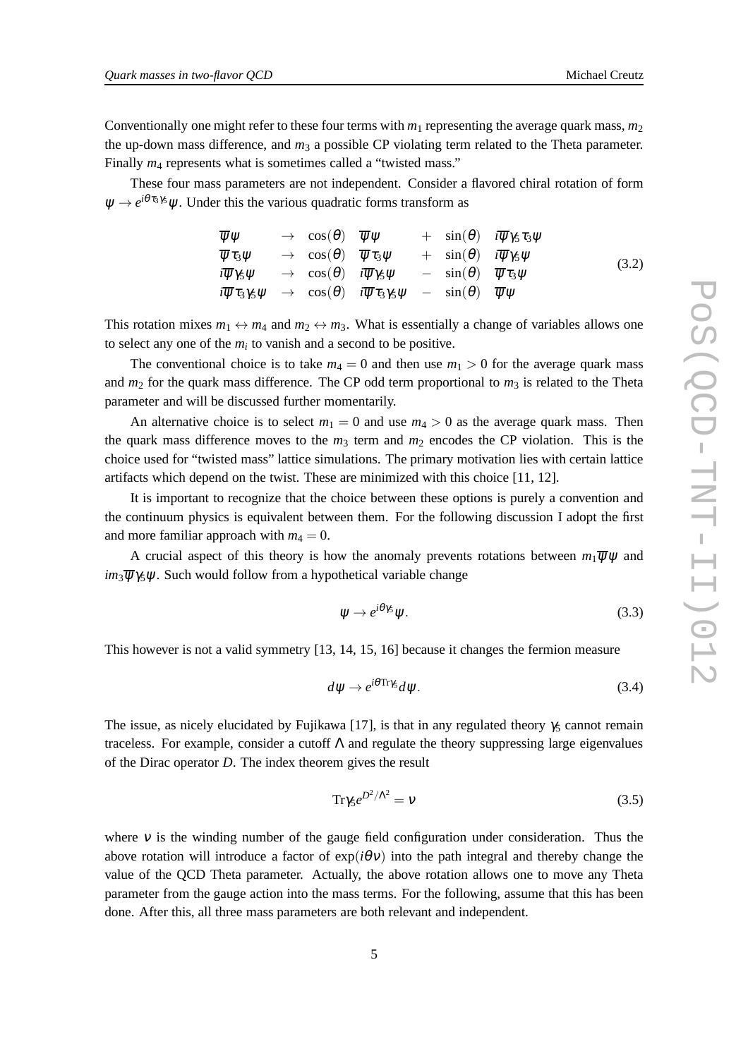Conventionally one might refer to these four terms with $m_1$ representing the average quark mass, $m_2$ the up-down mass difference, and $m_3$ a possible CP violating term related to the Theta parameter. Finally $m_4$ represents what is sometimes called a "twisted mass."

These four mass parameters are not independent. Consider a flavored chiral rotation of form $\psi \to e^{i\theta\tau_3\gamma_5}\psi$. Under this the various quadratic forms transform as

$$
\begin{array}{lllllll}
\overline{\psi}\psi & \to & \cos(\theta) & \overline{\psi}\psi & + & \sin(\theta) & i\overline{\psi}\gamma_5\tau_3\psi \\
\overline{\psi}\tau_3\psi & \to & \cos(\theta) & \overline{\psi}\tau_3\psi & + & \sin(\theta) & i\overline{\psi}\gamma_5\psi \\
i\overline{\psi}\gamma_5\psi & \to & \cos(\theta) & i\overline{\psi}\gamma_5\psi & - & \sin(\theta) & \overline{\psi}\tau_3\psi \\
i\overline{\psi}\tau_3\gamma_5\psi & \to & \cos(\theta) & i\overline{\psi}\tau_3\gamma_5\psi & - & \sin(\theta) & \overline{\psi}\psi
\end{array}
\tag{3.2}
$$

This rotation mixes $m_1 \leftrightarrow m_4$ and $m_2 \leftrightarrow m_3$. What is essentially a change of variables allows one to select any one of the $m_i$ to vanish and a second to be positive.

The conventional choice is to take $m_4 = 0$ and then use $m_1 > 0$ for the average quark mass and $m_2$ for the quark mass difference. The CP odd term proportional to $m_3$ is related to the Theta parameter and will be discussed further momentarily.

An alternative choice is to select $m_1 = 0$ and use $m_4 > 0$ as the average quark mass. Then the quark mass difference moves to the $m_3$ term and $m_2$ encodes the CP violation. This is the choice used for "twisted mass" lattice simulations. The primary motivation lies with certain lattice artifacts which depend on the twist. These are minimized with this choice [11, 12].

It is important to recognize that the choice between these options is purely a convention and the continuum physics is equivalent between them. For the following discussion I adopt the first and more familiar approach with $m_4 = 0$.

A crucial aspect of this theory is how the anomaly prevents rotations between $m_1\overline{\psi}\psi$ and $im_3\overline{\psi}\gamma_5\psi$. Such would follow from a hypothetical variable change

$$
\psi \to e^{i\theta\gamma_5}\psi. \tag{3.3}
$$

This however is not a valid symmetry [13, 14, 15, 16] because it changes the fermion measure

$$
d\psi \to e^{i\theta \mathrm{Tr}\gamma_5} d\psi. \tag{3.4}
$$

The issue, as nicely elucidated by Fujikawa [17], is that in any regulated theory $\gamma_5$ cannot remain traceless. For example, consider a cutoff $\Lambda$ and regulate the theory suppressing large eigenvalues of the Dirac operator $D$. The index theorem gives the result

$$
\mathrm{Tr}\gamma_5 e^{D^2/\Lambda^2} = \nu \tag{3.5}
$$

where $\nu$ is the winding number of the gauge field configuration under consideration. Thus the above rotation will introduce a factor of $\exp(i\theta\nu)$ into the path integral and thereby change the value of the QCD Theta parameter. Actually, the above rotation allows one to move any Theta parameter from the gauge action into the mass terms. For the following, assume that this has been done. After this, all three mass parameters are both relevant and independent.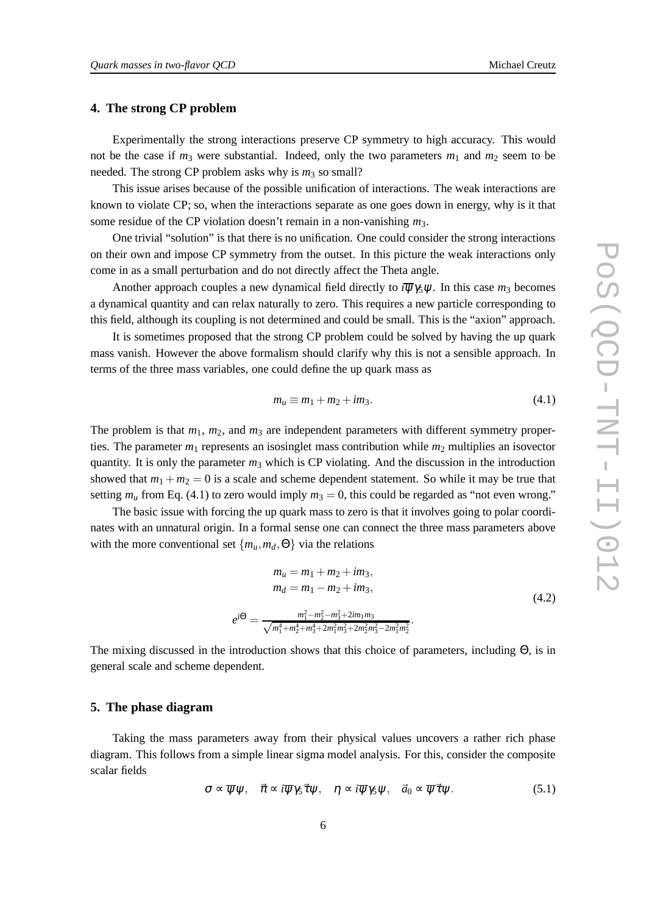## 4. The strong CP problem

Experimentally the strong interactions preserve CP symmetry to high accuracy. This would not be the case if $m_3$ were substantial. Indeed, only the two parameters $m_1$ and $m_2$ seem to be needed. The strong CP problem asks why is $m_3$ so small?

This issue arises because of the possible unification of interactions. The weak interactions are known to violate CP; so, when the interactions separate as one goes down in energy, why is it that some residue of the CP violation doesn't remain in a non-vanishing $m_3$.

One trivial "solution" is that there is no unification. One could consider the strong interactions on their own and impose CP symmetry from the outset. In this picture the weak interactions only come in as a small perturbation and do not directly affect the Theta angle.

Another approach couples a new dynamical field directly to $i\overline{\psi}\gamma_5\psi$. In this case $m_3$ becomes a dynamical quantity and can relax naturally to zero. This requires a new particle corresponding to this field, although its coupling is not determined and could be small. This is the "axion" approach.

It is sometimes proposed that the strong CP problem could be solved by having the up quark mass vanish. However the above formalism should clarify why this is not a sensible approach. In terms of the three mass variables, one could define the up quark mass as

$$m_u \equiv m_1 + m_2 + im_3. \tag{4.1}$$

The problem is that $m_1$, $m_2$, and $m_3$ are independent parameters with different symmetry properties. The parameter $m_1$ represents an isosinglet mass contribution while $m_2$ multiplies an isovector quantity. It is only the parameter $m_3$ which is CP violating. And the discussion in the introduction showed that $m_1 + m_2 = 0$ is a scale and scheme dependent statement. So while it may be true that setting $m_u$ from Eq. (4.1) to zero would imply $m_3 = 0$, this could be regarded as "not even wrong."

The basic issue with forcing the up quark mass to zero is that it involves going to polar coordinates with an unnatural origin. In a formal sense one can connect the three mass parameters above with the more conventional set $\{m_u, m_d, \Theta\}$ via the relations

$$\begin{aligned} m_u &= m_1 + m_2 + im_3, \\ m_d &= m_1 - m_2 + im_3, \\ e^{i\Theta} &= \frac{m_1^2 - m_2^2 - m_3^2 + 2im_1m_3}{\sqrt{m_1^4 + m_2^4 + m_3^4 + 2m_1^2m_3^2 + 2m_2^2m_3^2 - 2m_1^2m_2^2}}. \end{aligned} \tag{4.2}$$

The mixing discussed in the introduction shows that this choice of parameters, including $\Theta$, is in general scale and scheme dependent.

## 5. The phase diagram

Taking the mass parameters away from their physical values uncovers a rather rich phase diagram. This follows from a simple linear sigma model analysis. For this, consider the composite scalar fields

$$\sigma \propto \overline{\psi}\psi, \quad \vec{\pi} \propto i\overline{\psi}\gamma_5\vec{\tau}\psi, \quad \eta \propto i\overline{\psi}\gamma_5\psi, \quad \vec{a}_0 \propto \overline{\psi}\vec{\tau}\psi. \tag{5.1}$$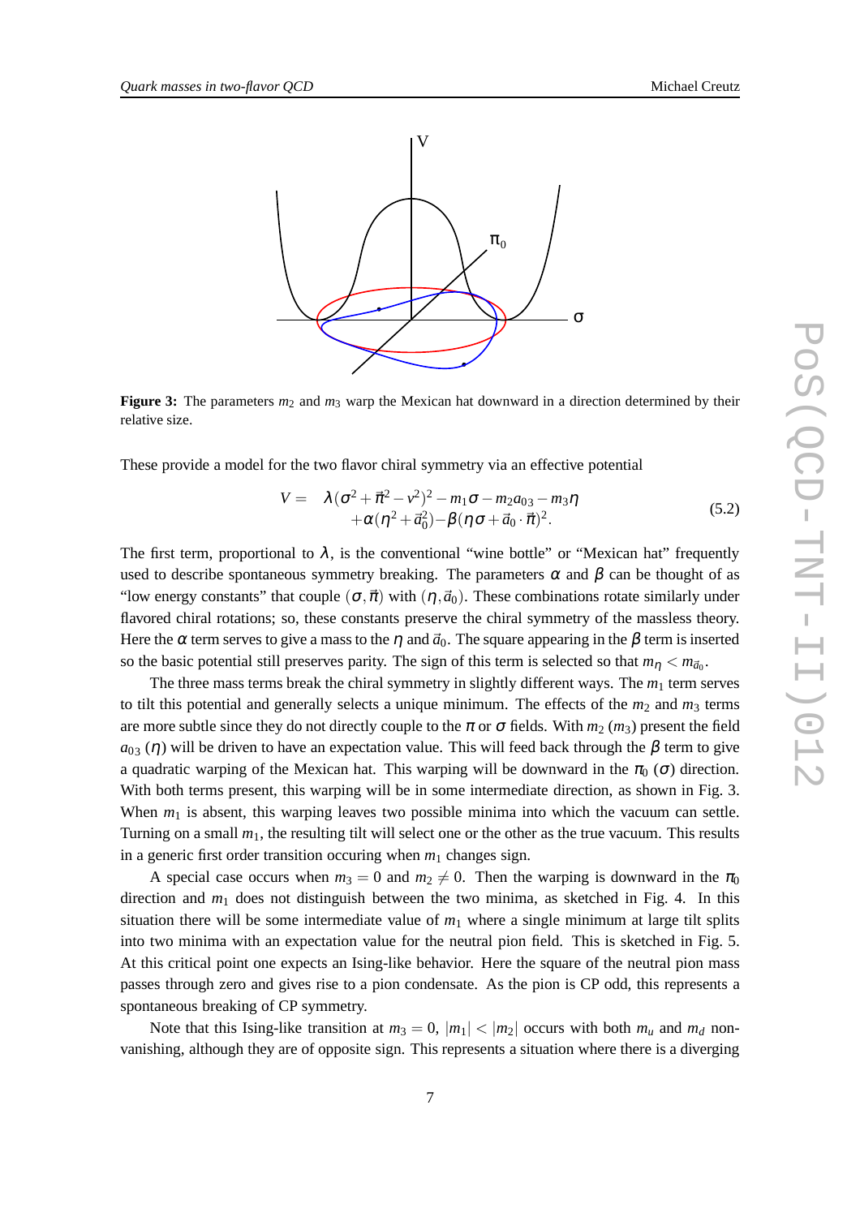**Figure 3:** The parameters $m_2$ and $m_3$ warp the Mexican hat downward in a direction determined by their relative size.

These provide a model for the two flavor chiral symmetry via an effective potential

$$
\begin{aligned}
V = \quad & \lambda(\sigma^2 + \vec{\pi}^2 - v^2)^2 - m_1\sigma - m_2 a_{03} - m_3\eta \\
& + \alpha(\eta^2 + \vec{a}_0^2) - \beta(\eta\sigma + \vec{a}_0 \cdot \vec{\pi})^2.
\end{aligned}
\tag{5.2}
$$

The first term, proportional to $\lambda$, is the conventional "wine bottle" or "Mexican hat" frequently used to describe spontaneous symmetry breaking. The parameters $\alpha$ and $\beta$ can be thought of as "low energy constants" that couple $(\sigma, \vec{\pi})$ with $(\eta, \vec{a}_0)$. These combinations rotate similarly under flavored chiral rotations; so, these constants preserve the chiral symmetry of the massless theory. Here the $\alpha$ term serves to give a mass to the $\eta$ and $\vec{a}_0$. The square appearing in the $\beta$ term is inserted so the basic potential still preserves parity. The sign of this term is selected so that $m_\eta < m_{\vec{a}_0}$.

The three mass terms break the chiral symmetry in slightly different ways. The $m_1$ term serves to tilt this potential and generally selects a unique minimum. The effects of the $m_2$ and $m_3$ terms are more subtle since they do not directly couple to the $\pi$ or $\sigma$ fields. With $m_2$ ($m_3$) present the field $a_{03}$ ($\eta$) will be driven to have an expectation value. This will feed back through the $\beta$ term to give a quadratic warping of the Mexican hat. This warping will be downward in the $\pi_0$ ($\sigma$) direction. With both terms present, this warping will be in some intermediate direction, as shown in Fig. 3. When $m_1$ is absent, this warping leaves two possible minima into which the vacuum can settle. Turning on a small $m_1$, the resulting tilt will select one or the other as the true vacuum. This results in a generic first order transition occuring when $m_1$ changes sign.

A special case occurs when $m_3 = 0$ and $m_2 \neq 0$. Then the warping is downward in the $\pi_0$ direction and $m_1$ does not distinguish between the two minima, as sketched in Fig. 4. In this situation there will be some intermediate value of $m_1$ where a single minimum at large tilt splits into two minima with an expectation value for the neutral pion field. This is sketched in Fig. 5. At this critical point one expects an Ising-like behavior. Here the square of the neutral pion mass passes through zero and gives rise to a pion condensate. As the pion is CP odd, this represents a spontaneous breaking of CP symmetry.

Note that this Ising-like transition at $m_3 = 0$, $|m_1| < |m_2|$ occurs with both $m_u$ and $m_d$ non-vanishing, although they are of opposite sign. This represents a situation where there is a diverging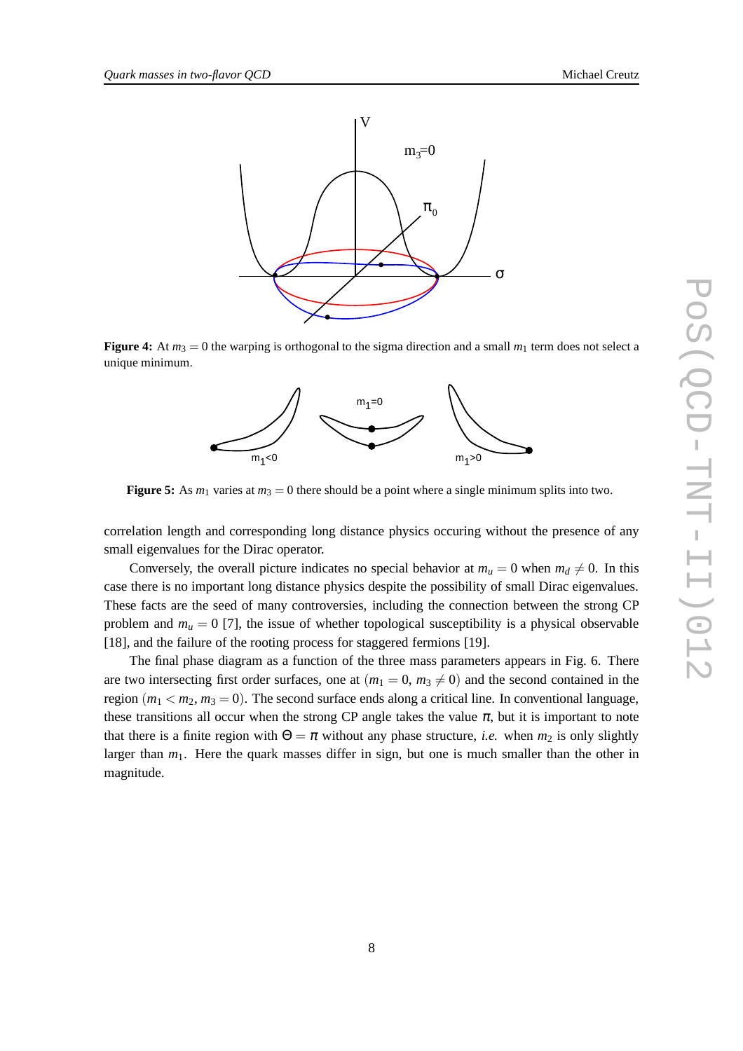**Figure 4:** At $m_3 = 0$ the warping is orthogonal to the sigma direction and a small $m_1$ term does not select a unique minimum.

**Figure 5:** As $m_1$ varies at $m_3 = 0$ there should be a point where a single minimum splits into two.

correlation length and corresponding long distance physics occuring without the presence of any small eigenvalues for the Dirac operator.

Conversely, the overall picture indicates no special behavior at $m_u = 0$ when $m_d \neq 0$. In this case there is no important long distance physics despite the possibility of small Dirac eigenvalues. These facts are the seed of many controversies, including the connection between the strong CP problem and $m_u = 0$ [7], the issue of whether topological susceptibility is a physical observable [18], and the failure of the rooting process for staggered fermions [19].

The final phase diagram as a function of the three mass parameters appears in Fig. 6. There are two intersecting first order surfaces, one at $(m_1 = 0,\ m_3 \neq 0)$ and the second contained in the region $(m_1 < m_2, m_3 = 0)$. The second surface ends along a critical line. In conventional language, these transitions all occur when the strong CP angle takes the value $\pi$, but it is important to note that there is a finite region with $\Theta = \pi$ without any phase structure, *i.e.* when $m_2$ is only slightly larger than $m_1$. Here the quark masses differ in sign, but one is much smaller than the other in magnitude.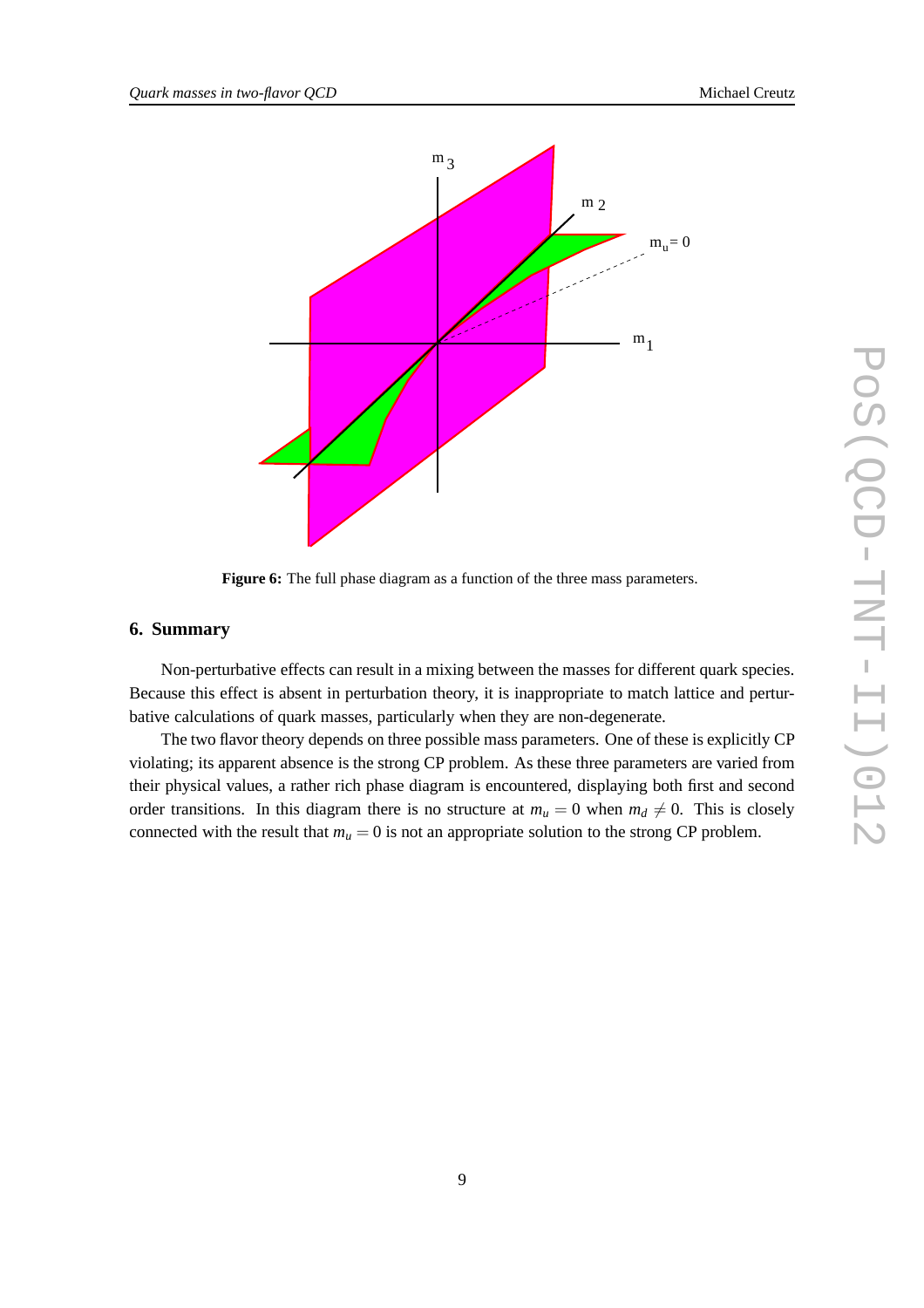**Figure 6:** The full phase diagram as a function of the three mass parameters.

## 6. Summary

Non-perturbative effects can result in a mixing between the masses for different quark species. Because this effect is absent in perturbation theory, it is inappropriate to match lattice and perturbative calculations of quark masses, particularly when they are non-degenerate.

The two flavor theory depends on three possible mass parameters. One of these is explicitly CP violating; its apparent absence is the strong CP problem. As these three parameters are varied from their physical values, a rather rich phase diagram is encountered, displaying both first and second order transitions. In this diagram there is no structure at $m_u = 0$ when $m_d \neq 0$. This is closely connected with the result that $m_u = 0$ is not an appropriate solution to the strong CP problem.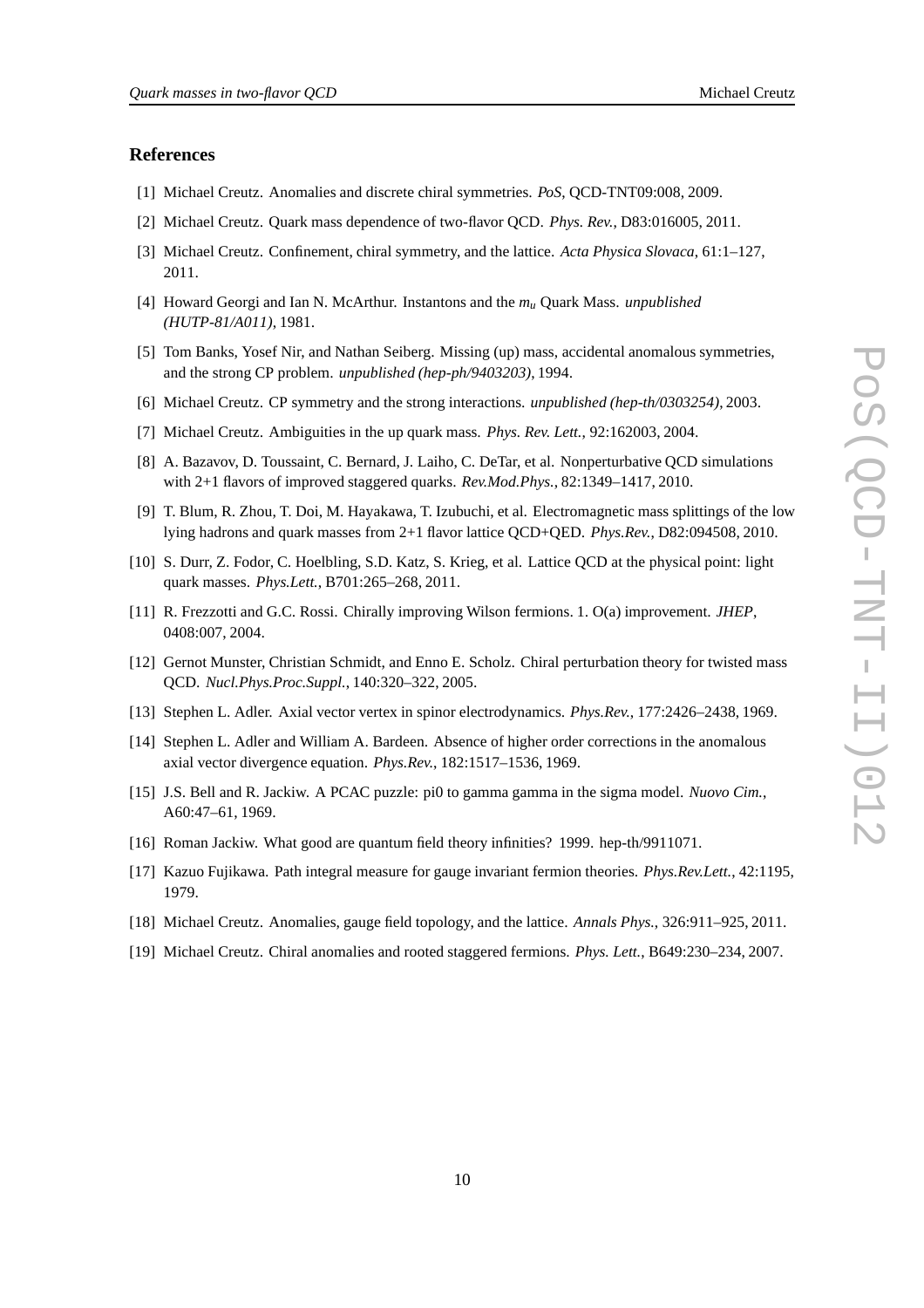## References

[1] Michael Creutz. Anomalies and discrete chiral symmetries. *PoS*, QCD-TNT09:008, 2009.

[2] Michael Creutz. Quark mass dependence of two-flavor QCD. *Phys. Rev.*, D83:016005, 2011.

[3] Michael Creutz. Confinement, chiral symmetry, and the lattice. *Acta Physica Slovaca*, 61:1–127, 2011.

[4] Howard Georgi and Ian N. McArthur. Instantons and the $m_u$ Quark Mass. *unpublished (HUTP-81/A011)*, 1981.

[5] Tom Banks, Yosef Nir, and Nathan Seiberg. Missing (up) mass, accidental anomalous symmetries, and the strong CP problem. *unpublished (hep-ph/9403203)*, 1994.

[6] Michael Creutz. CP symmetry and the strong interactions. *unpublished (hep-th/0303254)*, 2003.

[7] Michael Creutz. Ambiguities in the up quark mass. *Phys. Rev. Lett.*, 92:162003, 2004.

[8] A. Bazavov, D. Toussaint, C. Bernard, J. Laiho, C. DeTar, et al. Nonperturbative QCD simulations with 2+1 flavors of improved staggered quarks. *Rev.Mod.Phys.*, 82:1349–1417, 2010.

[9] T. Blum, R. Zhou, T. Doi, M. Hayakawa, T. Izubuchi, et al. Electromagnetic mass splittings of the low lying hadrons and quark masses from 2+1 flavor lattice QCD+QED. *Phys.Rev.*, D82:094508, 2010.

[10] S. Durr, Z. Fodor, C. Hoelbling, S.D. Katz, S. Krieg, et al. Lattice QCD at the physical point: light quark masses. *Phys.Lett.*, B701:265–268, 2011.

[11] R. Frezzotti and G.C. Rossi. Chirally improving Wilson fermions. 1. O(a) improvement. *JHEP*, 0408:007, 2004.

[12] Gernot Munster, Christian Schmidt, and Enno E. Scholz. Chiral perturbation theory for twisted mass QCD. *Nucl.Phys.Proc.Suppl.*, 140:320–322, 2005.

[13] Stephen L. Adler. Axial vector vertex in spinor electrodynamics. *Phys.Rev.*, 177:2426–2438, 1969.

[14] Stephen L. Adler and William A. Bardeen. Absence of higher order corrections in the anomalous axial vector divergence equation. *Phys.Rev.*, 182:1517–1536, 1969.

[15] J.S. Bell and R. Jackiw. A PCAC puzzle: pi0 to gamma gamma in the sigma model. *Nuovo Cim.*, A60:47–61, 1969.

[16] Roman Jackiw. What good are quantum field theory infinities? 1999. hep-th/9911071.

[17] Kazuo Fujikawa. Path integral measure for gauge invariant fermion theories. *Phys.Rev.Lett.*, 42:1195, 1979.

[18] Michael Creutz. Anomalies, gauge field topology, and the lattice. *Annals Phys.*, 326:911–925, 2011.

[19] Michael Creutz. Chiral anomalies and rooted staggered fermions. *Phys. Lett.*, B649:230–234, 2007.